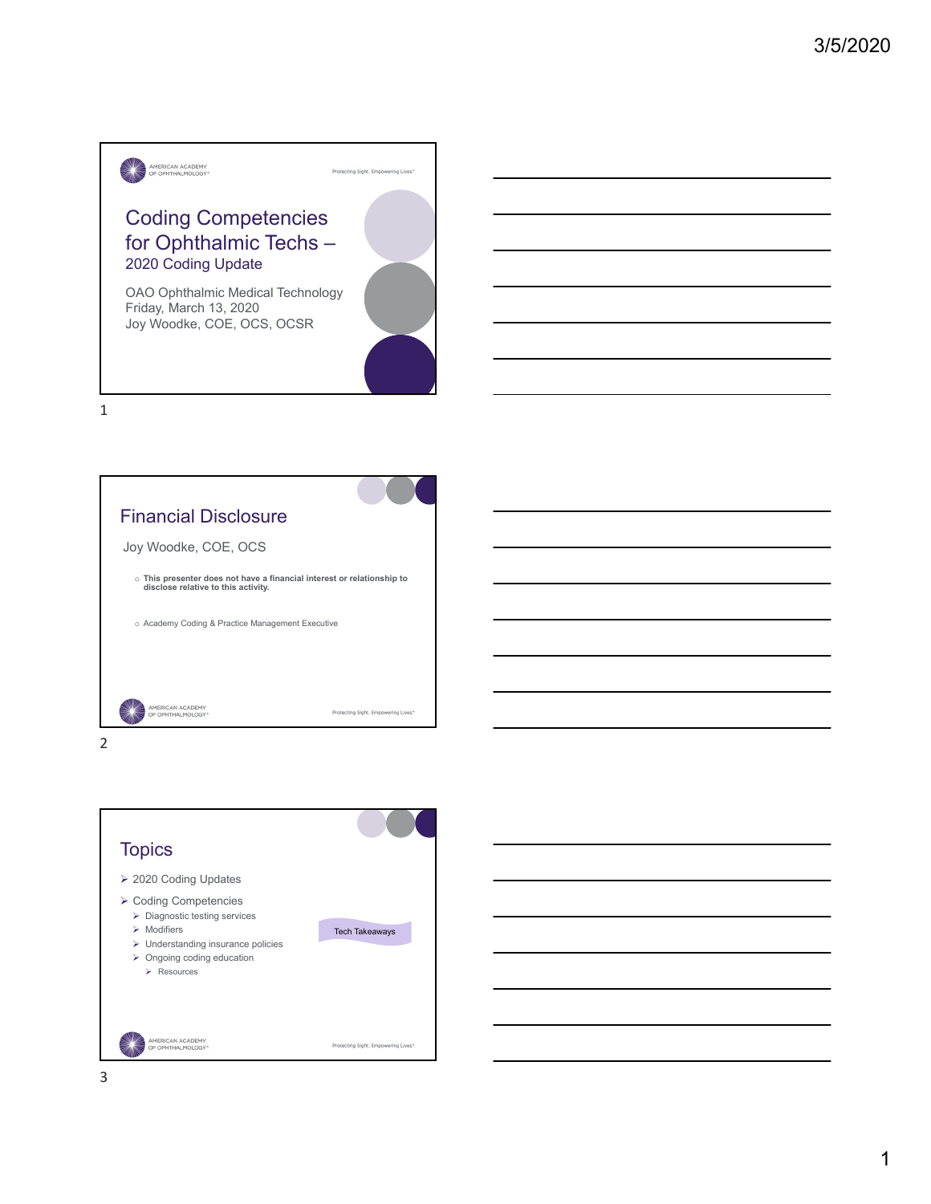# Coding Competencies for Ophthalmic Techs – 2020 Coding Update

OAO Ophthalmic Medical Technology
Friday, March 13, 2020
Joy Woodke, COE, OCS, OCSR

## Financial Disclosure

Joy Woodke, COE, OCS

- **This presenter does not have a financial interest or relationship to disclose relative to this activity.**
- Academy Coding & Practice Management Executive

## Topics

- 2020 Coding Updates
- Coding Competencies
  - Diagnostic testing services
  - Modifiers
  - Understanding insurance policies
  - Ongoing coding education
    - Resources

Tech Takeaways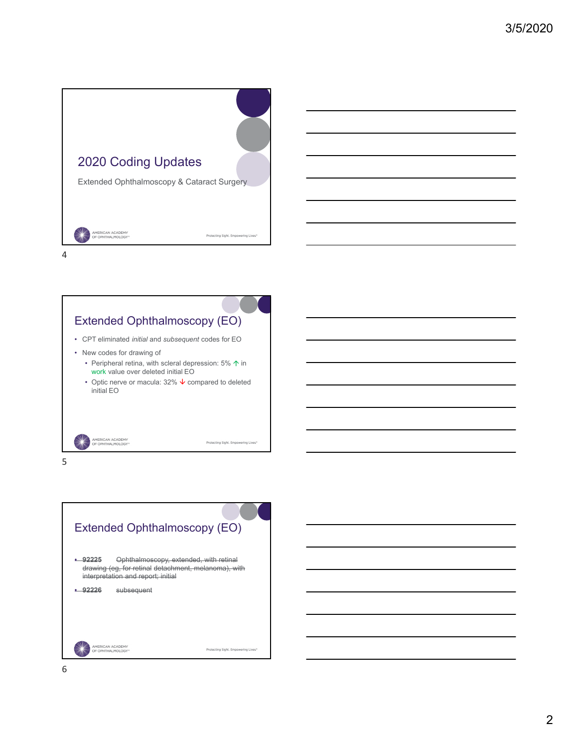## 2020 Coding Updates

Extended Ophthalmoscopy & Cataract Surgery

## Extended Ophthalmoscopy (EO)

- CPT eliminated *initial* and *subsequent* codes for EO
- New codes for drawing of
  - Peripheral retina, with scleral depression: 5% ↑ in work value over deleted initial EO
  - Optic nerve or macula: 32% ↓ compared to deleted initial EO

## Extended Ophthalmoscopy (EO)

- ~~92225 Ophthalmoscopy, extended, with retinal drawing (eg, for retinal detachment, melanoma), with interpretation and report; initial~~
- ~~92226 subsequent~~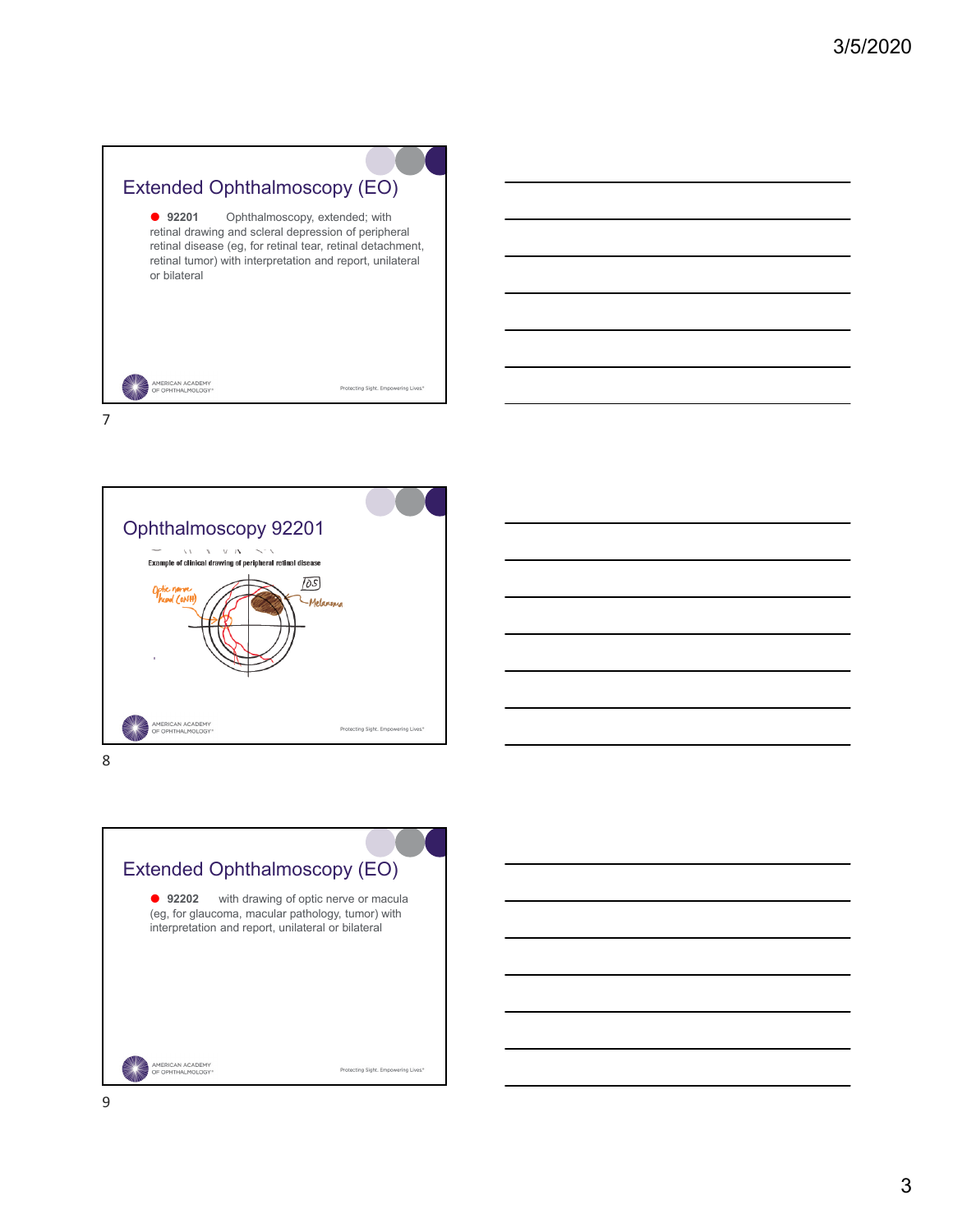## Extended Ophthalmoscopy (EO)

- **92201** Ophthalmoscopy, extended; with retinal drawing and scleral depression of peripheral retinal disease (eg, for retinal tear, retinal detachment, retinal tumor) with interpretation and report, unilateral or bilateral

## Ophthalmoscopy 92201

Example of clinical drawing of peripheral retinal disease

Optic nerve head (ONH)

OS

Melanoma

## Extended Ophthalmoscopy (EO)

- **92202** with drawing of optic nerve or macula (eg, for glaucoma, macular pathology, tumor) with interpretation and report, unilateral or bilateral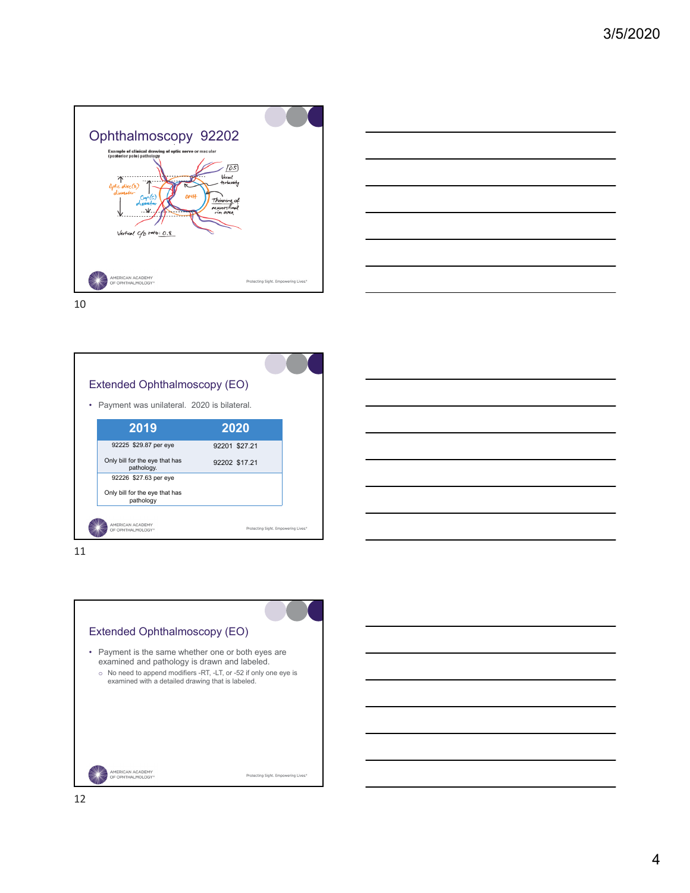## Ophthalmoscopy 92202

Example of clinical drawing of optic nerve or macular (posterior pole) pathology

Optic disc (D) diameter

Cup (C) diameter

ONH

0.5

Vessel tortuosity

Thinning of neuroretinal rim area

Vertical C/D ratio: 0.8

## Extended Ophthalmoscopy (EO)

- Payment was unilateral. 2020 is bilateral.

| 2019 | 2020 |
|---|---|
| 92225 $29.87 per eye | 92201 $27.21 |
| Only bill for the eye that has pathology. | 92202 $17.21 |
| 92226 $27.63 per eye | |
| Only bill for the eye that has pathology | |

## Extended Ophthalmoscopy (EO)

- Payment is the same whether one or both eyes are examined and pathology is drawn and labeled.
  - No need to append modifiers -RT, -LT, or -52 if only one eye is examined with a detailed drawing that is labeled.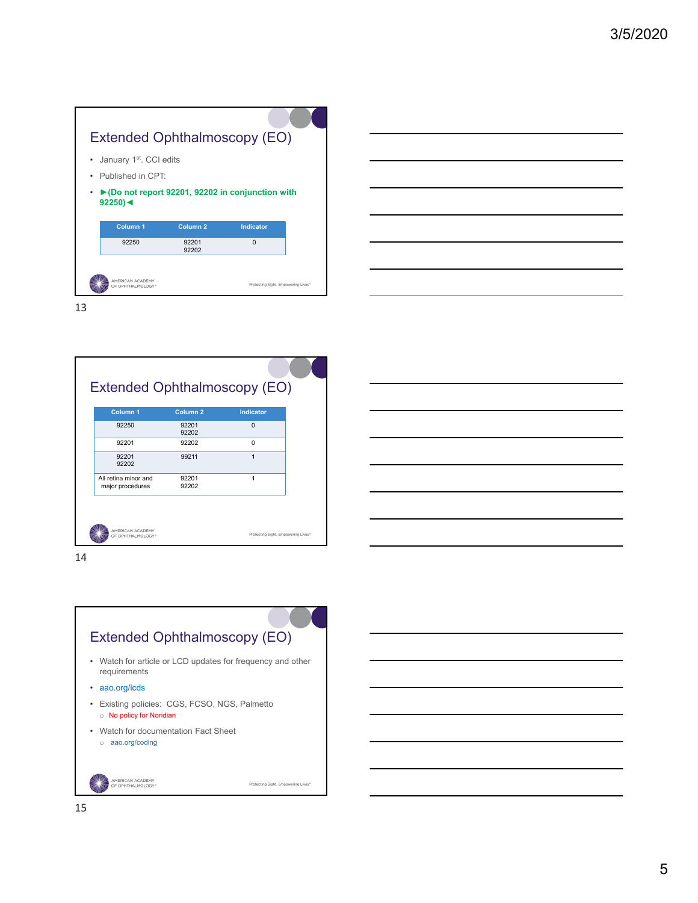## Extended Ophthalmoscopy (EO)

- January 1st. CCI edits
- Published in CPT:
- **►(Do not report 92201, 92202 in conjunction with 92250)◄**

| Column 1 | Column 2 | Indicator |
|---|---|---|
| 92250 | 92201 92202 | 0 |

## Extended Ophthalmoscopy (EO)

| Column 1 | Column 2 | Indicator |
|---|---|---|
| 92250 | 92201 92202 | 0 |
| 92201 | 92202 | 0 |
| 92201 92202 | 99211 | 1 |
| All retina minor and major procedures | 92201 92202 | 1 |

## Extended Ophthalmoscopy (EO)

- Watch for article or LCD updates for frequency and other requirements
- aao.org/lcds
- Existing policies: CGS, FCSO, NGS, Palmetto
  - No policy for Noridian
- Watch for documentation Fact Sheet
  - aao.org/coding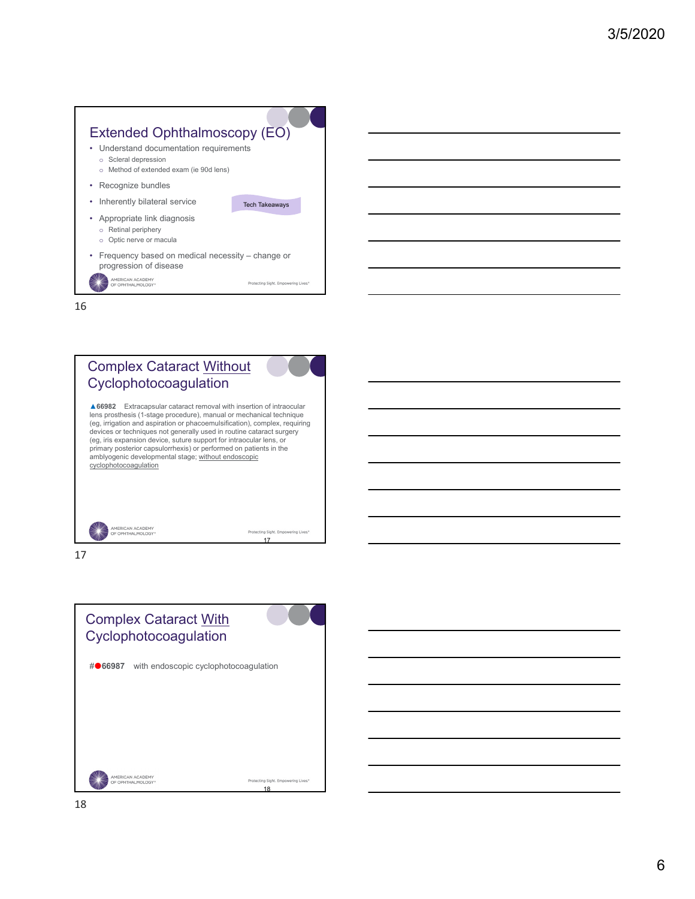## Extended Ophthalmoscopy (EO)

- Understand documentation requirements
  - Scleral depression
  - Method of extended exam (ie 90d lens)
- Recognize bundles
- Inherently bilateral service
- Appropriate link diagnosis
  - Retinal periphery
  - Optic nerve or macula
- Frequency based on medical necessity – change or progression of disease

Tech Takeaways

## Complex Cataract Without Cyclophotocoagulation

▲**66982** Extracapsular cataract removal with insertion of intraocular lens prosthesis (1-stage procedure), manual or mechanical technique (eg, irrigation and aspiration or phacoemulsification), complex, requiring devices or techniques not generally used in routine cataract surgery (eg, iris expansion device, suture support for intraocular lens, or primary posterior capsulorrhexis) or performed on patients in the amblyogenic developmental stage; without endoscopic cyclophotocoagulation

## Complex Cataract With Cyclophotocoagulation

#●**66987** with endoscopic cyclophotocoagulation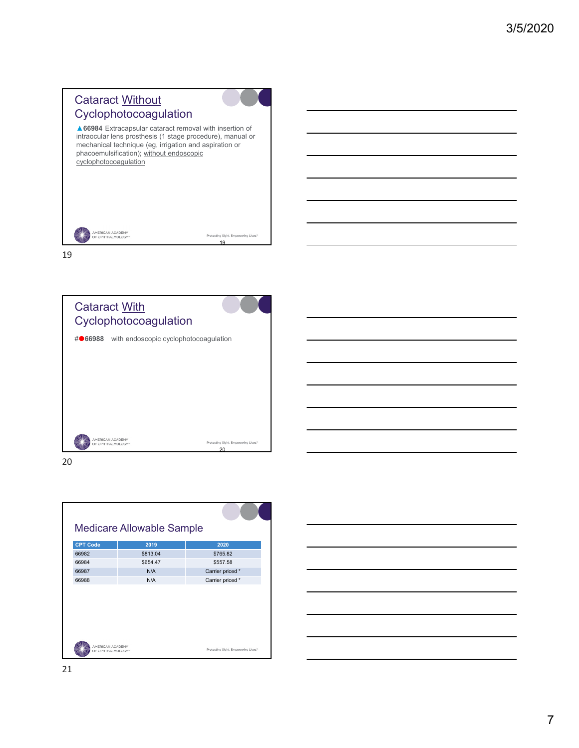## Cataract Without Cyclophotocoagulation

▲**66984** Extracapsular cataract removal with insertion of intraocular lens prosthesis (1 stage procedure), manual or mechanical technique (eg, irrigation and aspiration or phacoemulsification); without endoscopic cyclophotocoagulation

## Cataract With Cyclophotocoagulation

#●**66988** with endoscopic cyclophotocoagulation

## Medicare Allowable Sample

| CPT Code | 2019 | 2020 |
|---|---|---|
| 66982 | $813.04 | $765.82 |
| 66984 | $654.47 | $557.58 |
| 66987 | N/A | Carrier priced * |
| 66988 | N/A | Carrier priced * |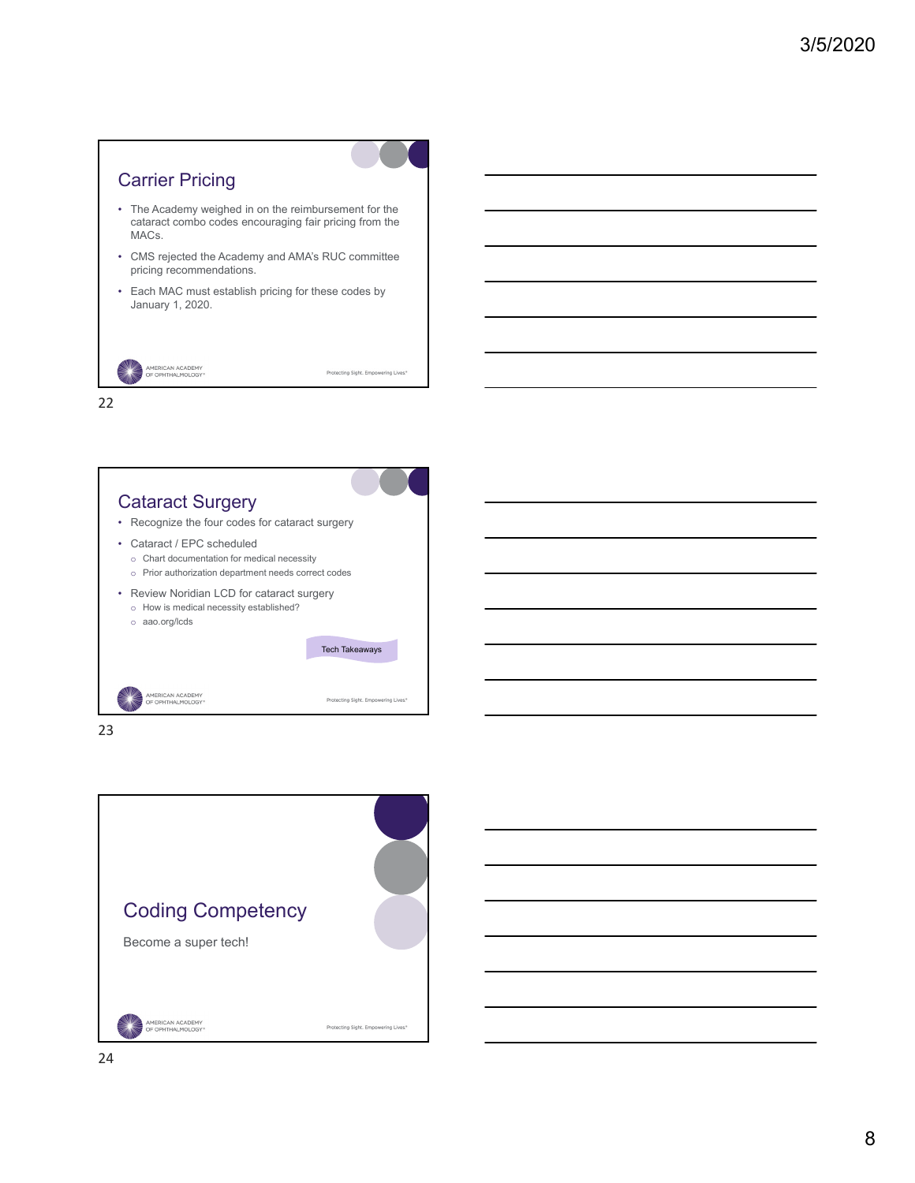## Carrier Pricing

- The Academy weighed in on the reimbursement for the cataract combo codes encouraging fair pricing from the MACs.
- CMS rejected the Academy and AMA's RUC committee pricing recommendations.
- Each MAC must establish pricing for these codes by January 1, 2020.

## Cataract Surgery

- Recognize the four codes for cataract surgery
- Cataract / EPC scheduled
  - Chart documentation for medical necessity
  - Prior authorization department needs correct codes
- Review Noridian LCD for cataract surgery
  - How is medical necessity established?
  - aao.org/lcds

Tech Takeaways

## Coding Competency

Become a super tech!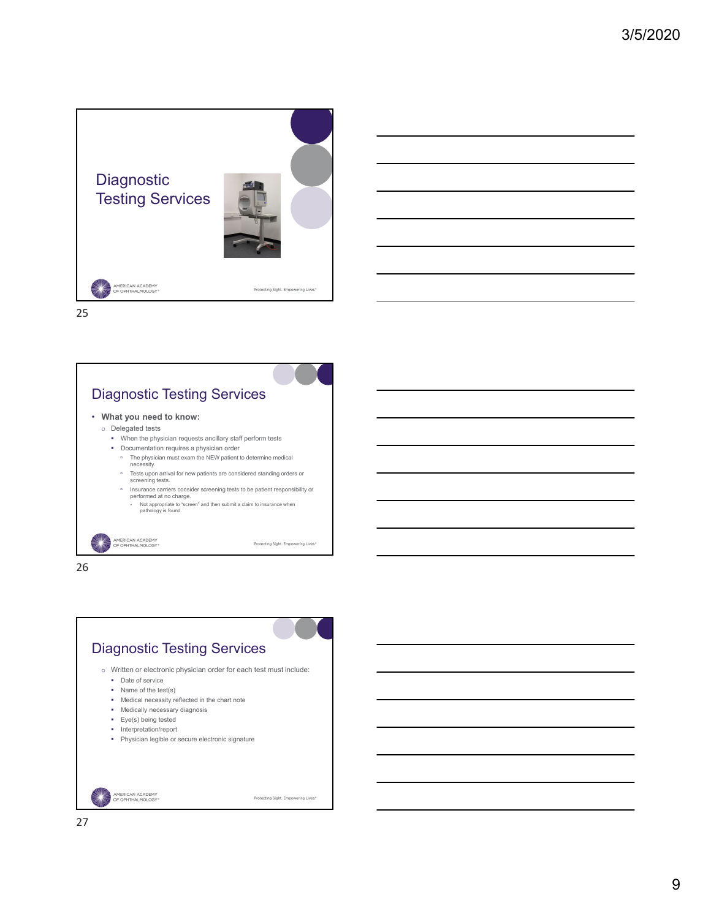# Diagnostic Testing Services

## Diagnostic Testing Services

- **What you need to know:**
  - Delegated tests
    - When the physician requests ancillary staff perform tests
    - Documentation requires a physician order
      - The physician must exam the NEW patient to determine medical necessity.
      - Tests upon arrival for new patients are considered standing orders or screening tests.
      - Insurance carriers consider screening tests to be patient responsibility or performed at no charge.
        - Not appropriate to "screen" and then submit a claim to insurance when pathology is found.

## Diagnostic Testing Services

- Written or electronic physician order for each test must include:
  - Date of service
  - Name of the test(s)
  - Medical necessity reflected in the chart note
  - Medically necessary diagnosis
  - Eye(s) being tested
  - Interpretation/report
  - Physician legible or secure electronic signature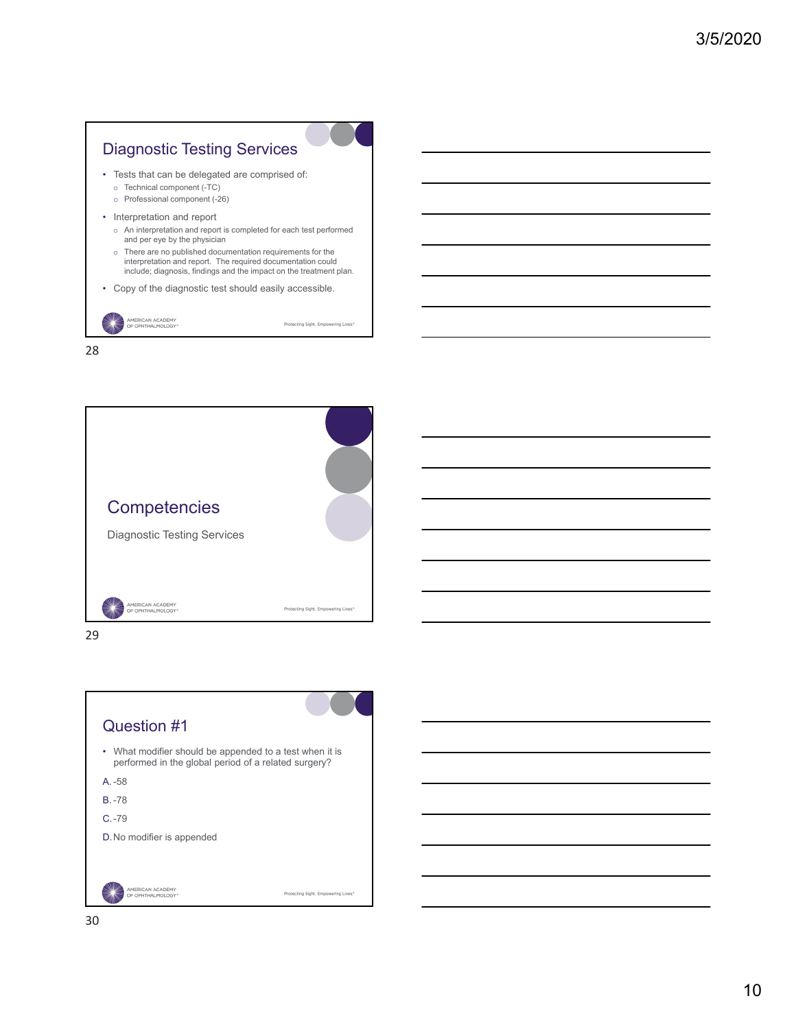## Diagnostic Testing Services

- Tests that can be delegated are comprised of:
  - Technical component (-TC)
  - Professional component (-26)
- Interpretation and report
  - An interpretation and report is completed for each test performed and per eye by the physician
  - There are no published documentation requirements for the interpretation and report. The required documentation could include; diagnosis, findings and the impact on the treatment plan.
- Copy of the diagnostic test should easily accessible.

## Competencies

Diagnostic Testing Services

## Question #1

- What modifier should be appended to a test when it is performed in the global period of a related surgery?

A. -58

B. -78

C. -79

D. No modifier is appended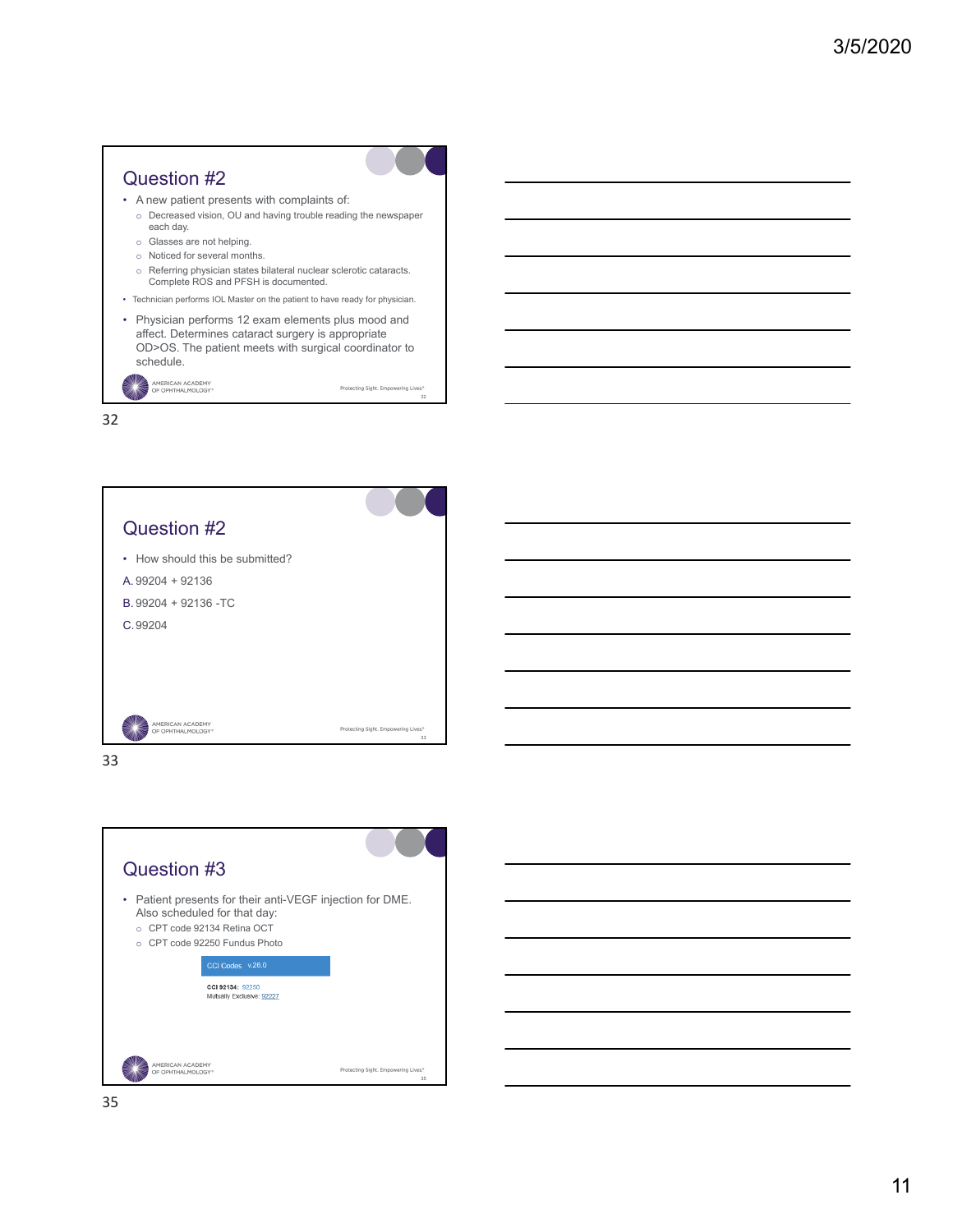## Question #2

- A new patient presents with complaints of:
  - Decreased vision, OU and having trouble reading the newspaper each day.
  - Glasses are not helping.
  - Noticed for several months.
  - Referring physician states bilateral nuclear sclerotic cataracts. Complete ROS and PFSH is documented.
- Technician performs IOL Master on the patient to have ready for physician.
- Physician performs 12 exam elements plus mood and affect. Determines cataract surgery is appropriate OD>OS. The patient meets with surgical coordinator to schedule.

## Question #2

- How should this be submitted?

A. 99204 + 92136

B. 99204 + 92136 -TC

C. 99204

## Question #3

- Patient presents for their anti-VEGF injection for DME. Also scheduled for that day:
  - CPT code 92134 Retina OCT
  - CPT code 92250 Fundus Photo

CCI Codes v.26.0

**CCI 92134:** 92250
Mutually Exclusive: 92227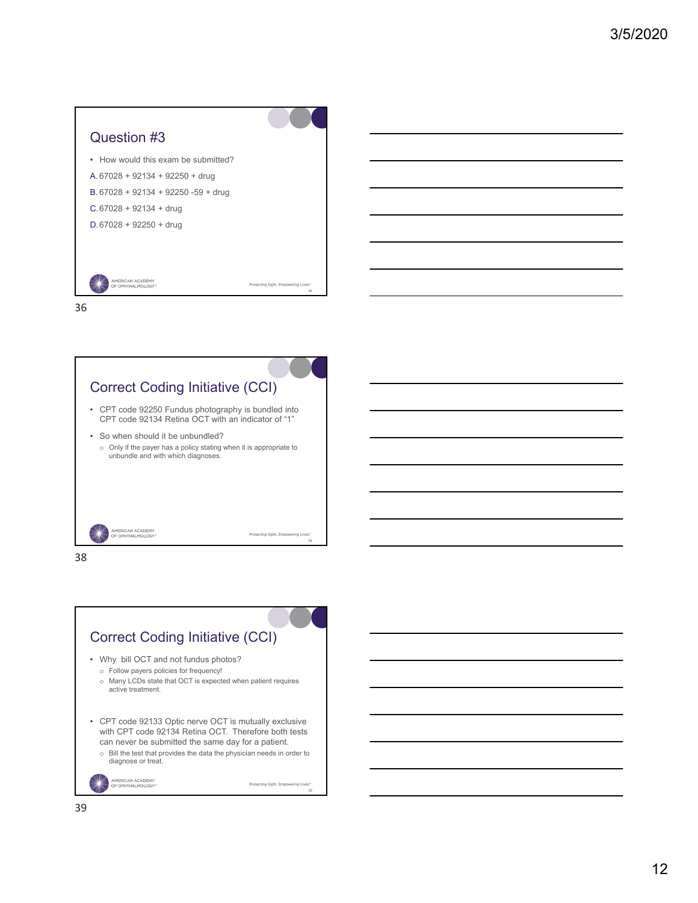## Question #3

- How would this exam be submitted?

A. 67028 + 92134 + 92250 + drug

B. 67028 + 92134 + 92250 -59 + drug

C. 67028 + 92134 + drug

D. 67028 + 92250 + drug

## Correct Coding Initiative (CCI)

- CPT code 92250 Fundus photography is bundled into CPT code 92134 Retina OCT with an indicator of "1"
- So when should it be unbundled?
  - Only if the payer has a policy stating when it is appropriate to unbundle and with which diagnoses.

## Correct Coding Initiative (CCI)

- Why bill OCT and not fundus photos?
  - Follow payers policies for frequency!
  - Many LCDs state that OCT is expected when patient requires active treatment.
- CPT code 92133 Optic nerve OCT is mutually exclusive with CPT code 92134 Retina OCT. Therefore both tests can never be submitted the same day for a patient.
  - Bill the test that provides the data the physician needs in order to diagnose or treat.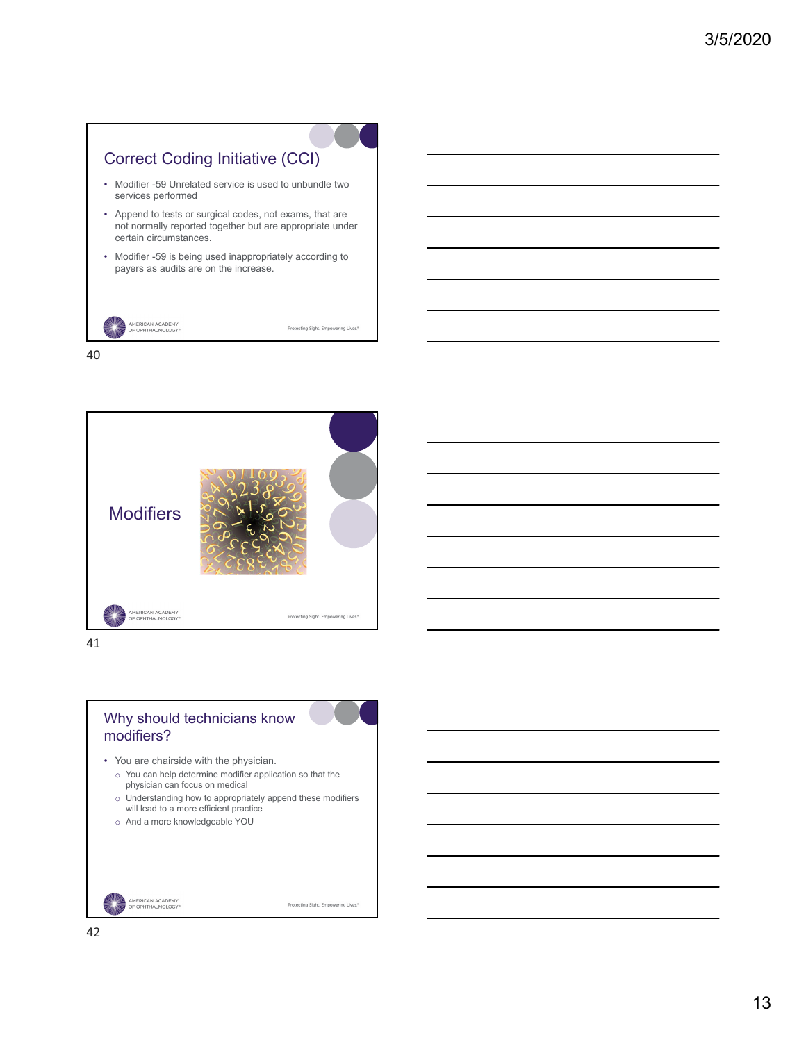## Correct Coding Initiative (CCI)

- Modifier -59 Unrelated service is used to unbundle two services performed
- Append to tests or surgical codes, not exams, that are not normally reported together but are appropriate under certain circumstances.
- Modifier -59 is being used inappropriately according to payers as audits are on the increase.

## Modifiers

## Why should technicians know modifiers?

- You are chairside with the physician.
  - You can help determine modifier application so that the physician can focus on medical
  - Understanding how to appropriately append these modifiers will lead to a more efficient practice
  - And a more knowledgeable YOU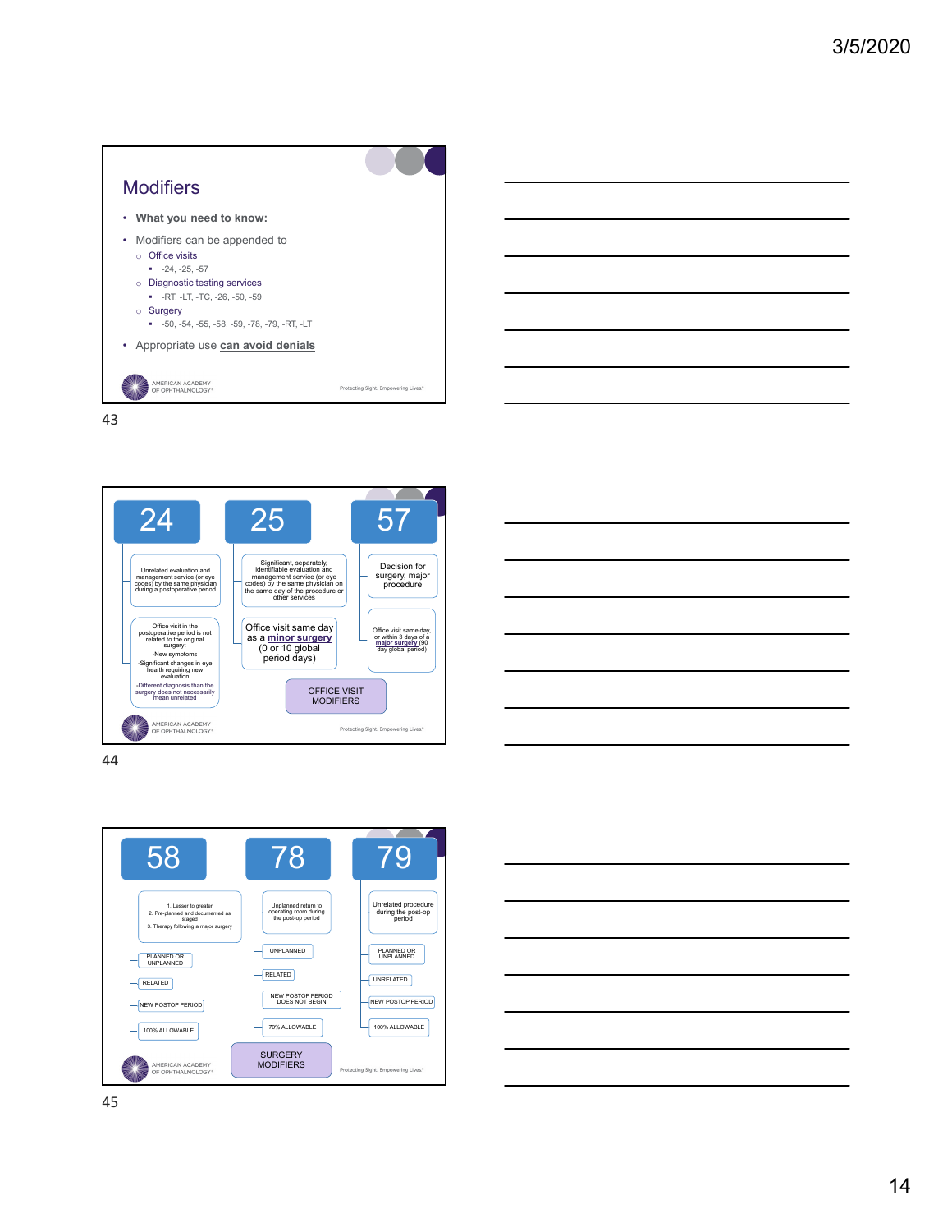## Modifiers

- **What you need to know:**
- Modifiers can be appended to
  - Office visits
    - -24, -25, -57
  - Diagnostic testing services
    - -RT, -LT, -TC, -26, -50, -59
  - Surgery
    - -50, -54, -55, -58, -59, -78, -79, -RT, -LT
- Appropriate use **can avoid denials**

AMERICAN ACADEMY OF OPHTHALMOLOGY

Protecting Sight. Empowering Lives.

### OFFICE VISIT MODIFIERS

**24**

- Unrelated evaluation and management service (or eye codes) by the same physician during a postoperative period
- Office visit in the postoperative period is not related to the original surgery:
  - -New symptoms
  - -Significant changes in eye health requiring new evaluation
  - -Different diagnosis than the surgery does not necessarily mean unrelated

**25**

- Significant, separately, identifiable evaluation and management service (or eye codes) by the same physician on the same day of the procedure or other services
- Office visit same day as a **minor surgery** (0 or 10 global period days)

**57**

- Decision for surgery, major procedure
- Office visit same day, or within 3 days of a **major surgery** (90 day global period)

AMERICAN ACADEMY OF OPHTHALMOLOGY

Protecting Sight. Empowering Lives.

### SURGERY MODIFIERS

**58**

- 1. Lesser to greater
  2. Pre-planned and documented as staged
  3. Therapy following a major surgery
- PLANNED OR UNPLANNED
- RELATED
- NEW POSTOP PERIOD
- 100% ALLOWABLE

**78**

- Unplanned return to operating room during the post-op period
- UNPLANNED
- RELATED
- NEW POSTOP PERIOD DOES NOT BEGIN
- 70% ALLOWABLE

**79**

- Unrelated procedure during the post-op period
- PLANNED OR UNPLANNED
- UNRELATED
- NEW POSTOP PERIOD
- 100% ALLOWABLE

AMERICAN ACADEMY OF OPHTHALMOLOGY

Protecting Sight. Empowering Lives.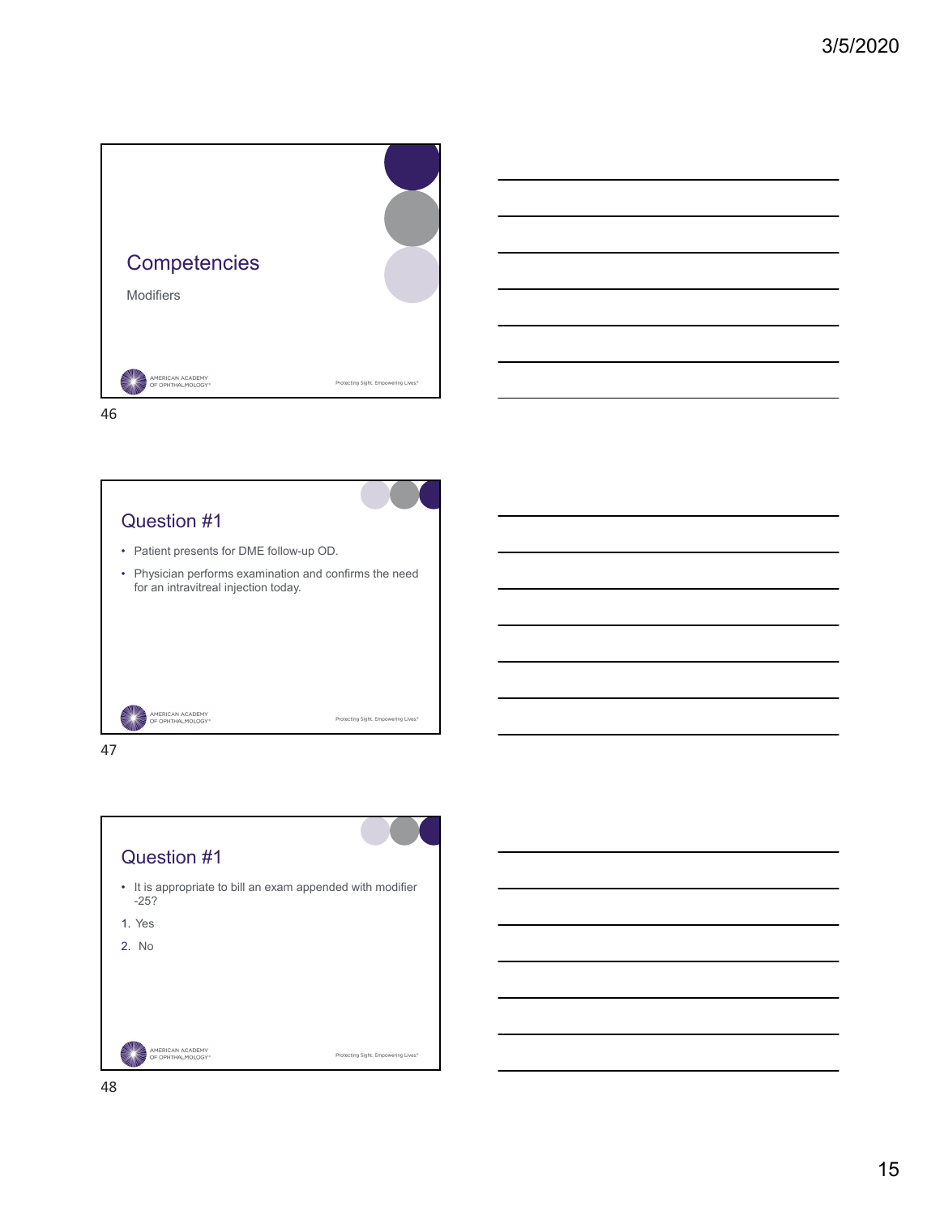## Competencies

Modifiers

## Question #1

- Patient presents for DME follow-up OD.
- Physician performs examination and confirms the need for an intravitreal injection today.

## Question #1

- It is appropriate to bill an exam appended with modifier -25?

1. Yes
2. No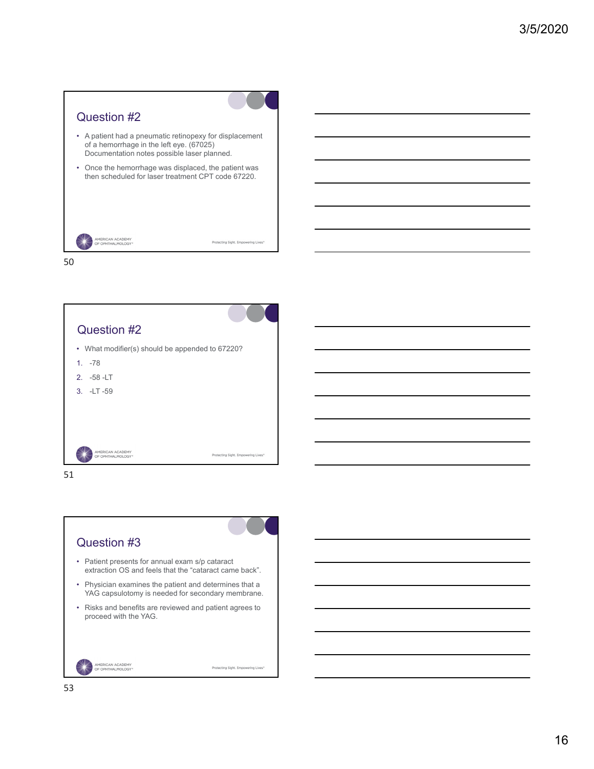## Question #2

- A patient had a pneumatic retinopexy for displacement of a hemorrhage in the left eye. (67025) Documentation notes possible laser planned.
- Once the hemorrhage was displaced, the patient was then scheduled for laser treatment CPT code 67220.

## Question #2

- What modifier(s) should be appended to 67220?

1. -78
2. -58 -LT
3. -LT -59

## Question #3

- Patient presents for annual exam s/p cataract extraction OS and feels that the "cataract came back".
- Physician examines the patient and determines that a YAG capsulotomy is needed for secondary membrane.
- Risks and benefits are reviewed and patient agrees to proceed with the YAG.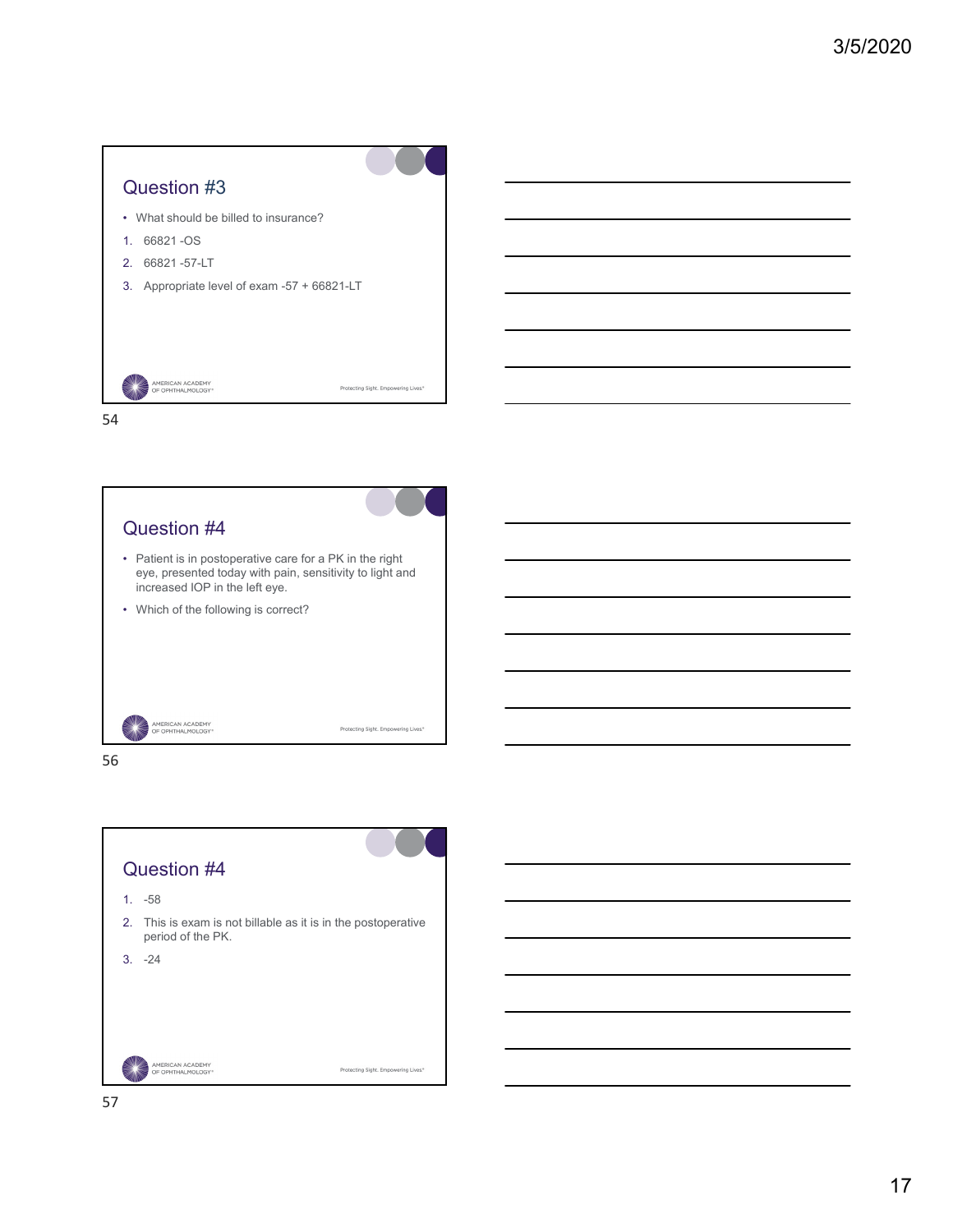## Question #3

- What should be billed to insurance?

1. 66821 -OS
2. 66821 -57-LT
3. Appropriate level of exam -57 + 66821-LT

## Question #4

- Patient is in postoperative care for a PK in the right eye, presented today with pain, sensitivity to light and increased IOP in the left eye.
- Which of the following is correct?

## Question #4

1. -58
2. This is exam is not billable as it is in the postoperative period of the PK.
3. -24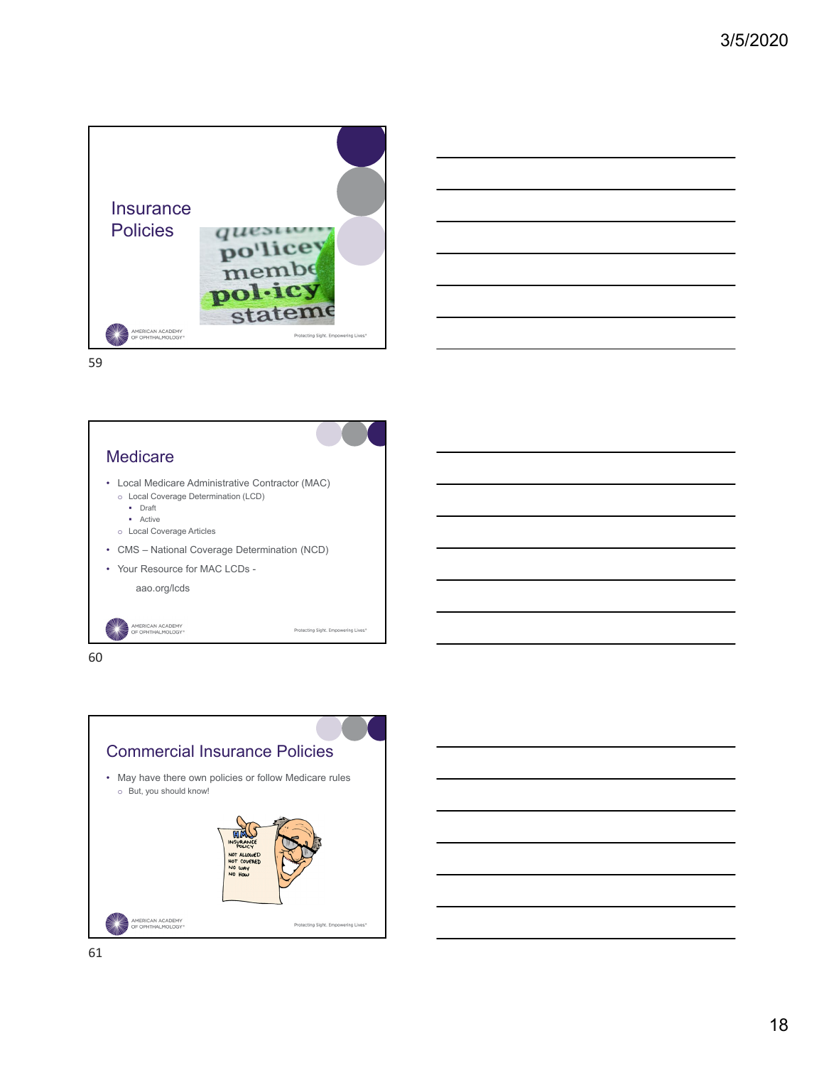## Insurance Policies

## Medicare

- Local Medicare Administrative Contractor (MAC)
  - Local Coverage Determination (LCD)
    - Draft
    - Active
  - Local Coverage Articles
- CMS – National Coverage Determination (NCD)
- Your Resource for MAC LCDs -

  aao.org/lcds

## Commercial Insurance Policies

- May have there own policies or follow Medicare rules
  - But, you should know!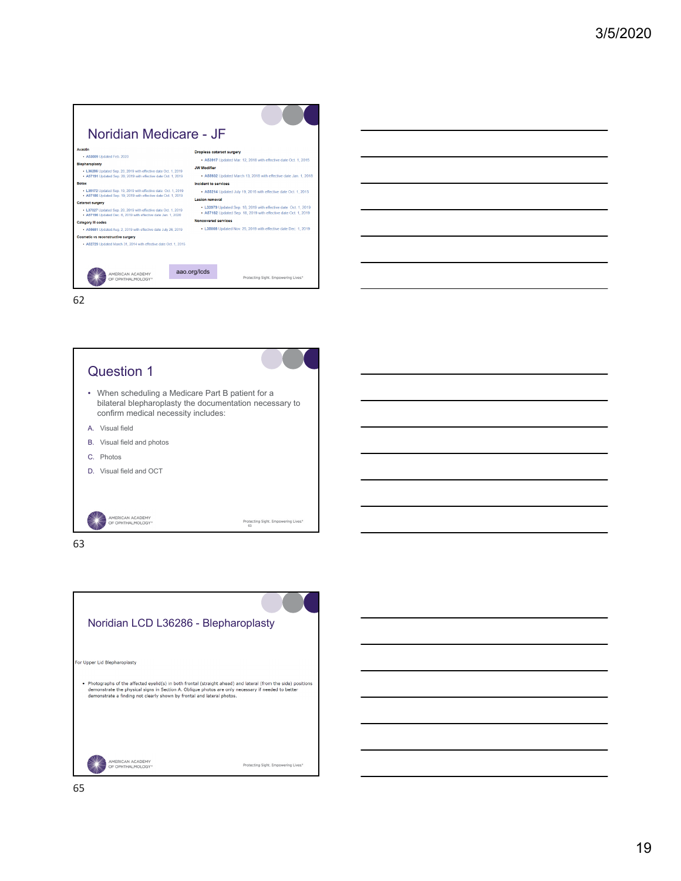## Noridian Medicare - JF

**Avastin**

- A53009 Updated Feb. 2020

**Blepharoplasty**

- L36286 Updated Sep. 20, 2019 with effective date Oct. 1, 2019
- A57191 Updated Sep. 20, 2019 with effective date Oct. 1, 2019

**Botox**

- L35172 Updated Sep. 19, 2019 with effective date Oct. 1, 2019
- A57186 Updated Sep. 19, 2019 with effective date Oct. 1, 2019

**Cataract surgery**

- L37027 Updated Sep. 20, 2019 with effective date Oct. 1, 2019
- A57196 Updated Dec. 6, 2019 with effective date Jan. 1, 2020

**Category III codes**

- A56681 Updated Aug. 2, 2019 with effective date July 26, 2019

**Cosmetic vs reconstructive surgery**

- A52729 Updated March 31, 2014 with effective date Oct. 1, 2015

**Dropless cataract surgery**

- A53917 Updated Mar. 12, 2018 with effective date Oct. 1, 2015

**JW Modifier**

- A55932 Updated March 13, 2018 with effective date Jan. 1, 2018

**Incident to services**

- A58214 Updated July 19, 2018 with effective date Oct. 1, 2015

**Lesion removal**

- L33979 Updated Sep. 18, 2019 with effective date Oct. 1, 2019
- A57182 Updated Sep. 18, 2019 with effective date Oct. 1, 2019

**Noncovered services**

- L35008 Updated Nov. 25, 2019 with effective date Dec. 1, 2019

aao.org/lcds

## Question 1

- When scheduling a Medicare Part B patient for a bilateral blepharoplasty the documentation necessary to confirm medical necessity includes:

A. Visual field

B. Visual field and photos

C. Photos

D. Visual field and OCT

## Noridian LCD L36286 - Blepharoplasty

For Upper Lid Blepharoplasty

- Photographs of the affected eyelid(s) in both frontal (straight ahead) and lateral (from the side) positions demonstrate the physical signs in Section A. Oblique photos are only necessary if needed to better demonstrate a finding not clearly shown by frontal and lateral photos.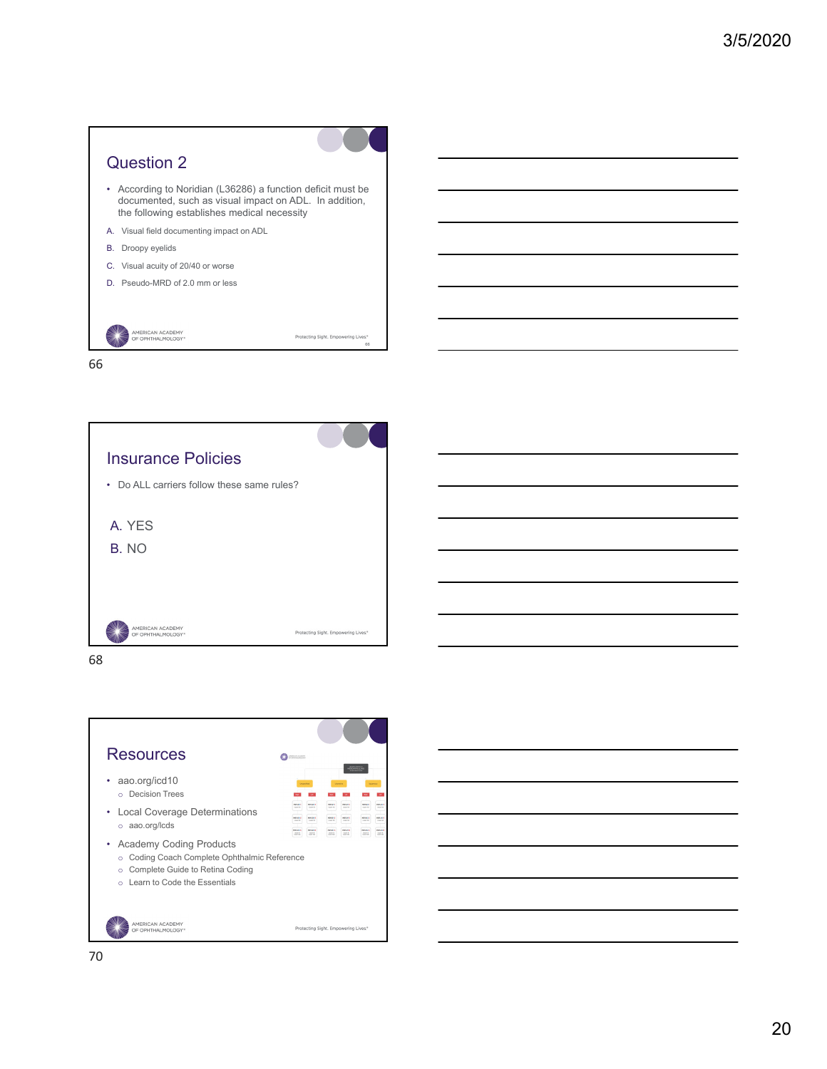## Question 2

- According to Noridian (L36286) a function deficit must be documented, such as visual impact on ADL. In addition, the following establishes medical necessity

A. Visual field documenting impact on ADL

B. Droopy eyelids

C. Visual acuity of 20/40 or worse

D. Pseudo-MRD of 2.0 mm or less

## Insurance Policies

- Do ALL carriers follow these same rules?

A. YES

B. NO

## Resources

- aao.org/icd10
  - Decision Trees
- Local Coverage Determinations
  - aao.org/lcds
- Academy Coding Products
  - Coding Coach Complete Ophthalmic Reference
  - Complete Guide to Retina Coding
  - Learn to Code the Essentials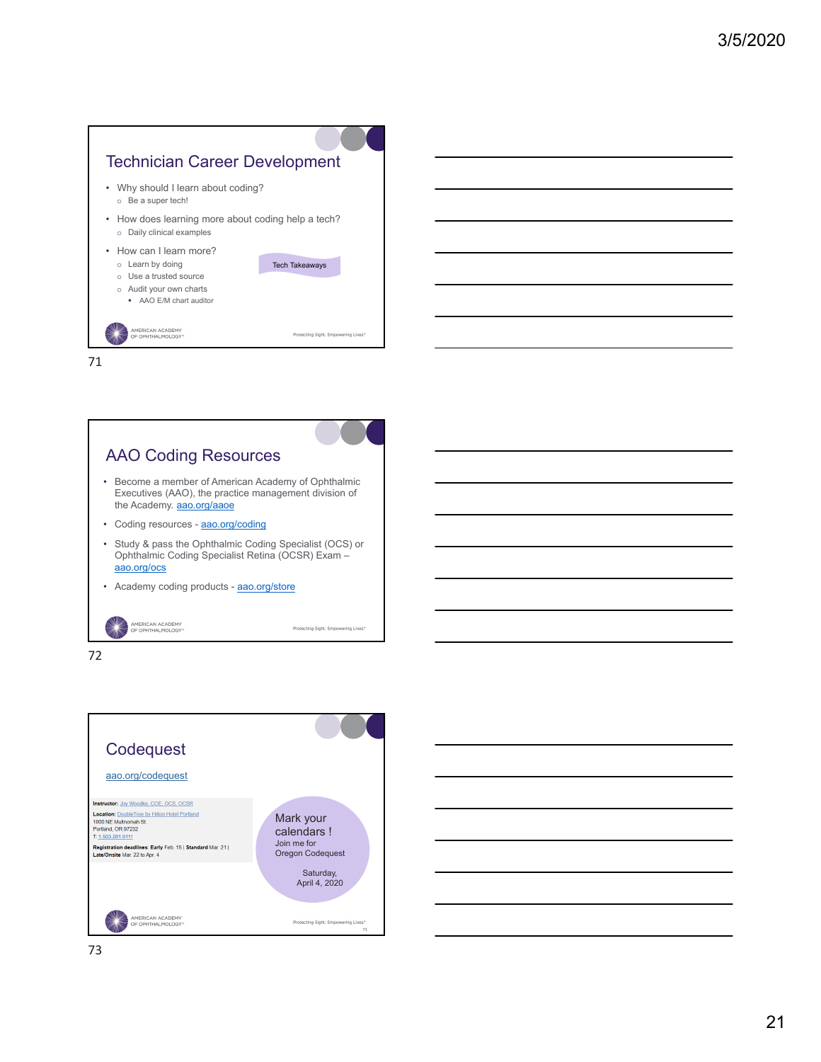## Technician Career Development

- Why should I learn about coding?
  - Be a super tech!
- How does learning more about coding help a tech?
  - Daily clinical examples
- How can I learn more?
  - Learn by doing
  - Use a trusted source
  - Audit your own charts
    - AAO E/M chart auditor

Tech Takeaways

AMERICAN ACADEMY OF OPHTHALMOLOGY®

Protecting Sight. Empowering Lives.®

71

## AAO Coding Resources

- Become a member of American Academy of Ophthalmic Executives (AAOE), the practice management division of the Academy. aao.org/aaoe
- Coding resources - aao.org/coding
- Study & pass the Ophthalmic Coding Specialist (OCS) or Ophthalmic Coding Specialist Retina (OCSR) Exam – aao.org/ocs
- Academy coding products - aao.org/store

AMERICAN ACADEMY OF OPHTHALMOLOGY®

Protecting Sight. Empowering Lives.®

72

## Codequest

aao.org/codequest

**Instructor:** Joy Woodke, COE, OCS, OCSR
**Location:** DoubleTree by Hilton Hotel Portland
1000 NE Multnomah St
Portland, OR 97232
T: 1.503.281.6111

**Registration deadlines**: **Early** Feb. 15 | **Standard** Mar. 21 | **Late/Onsite** Mar. 22 to Apr. 4

Mark your calendars !
Join me for
Oregon Codequest

Saturday,
April 4, 2020

AMERICAN ACADEMY OF OPHTHALMOLOGY®

Protecting Sight. Empowering Lives.®

73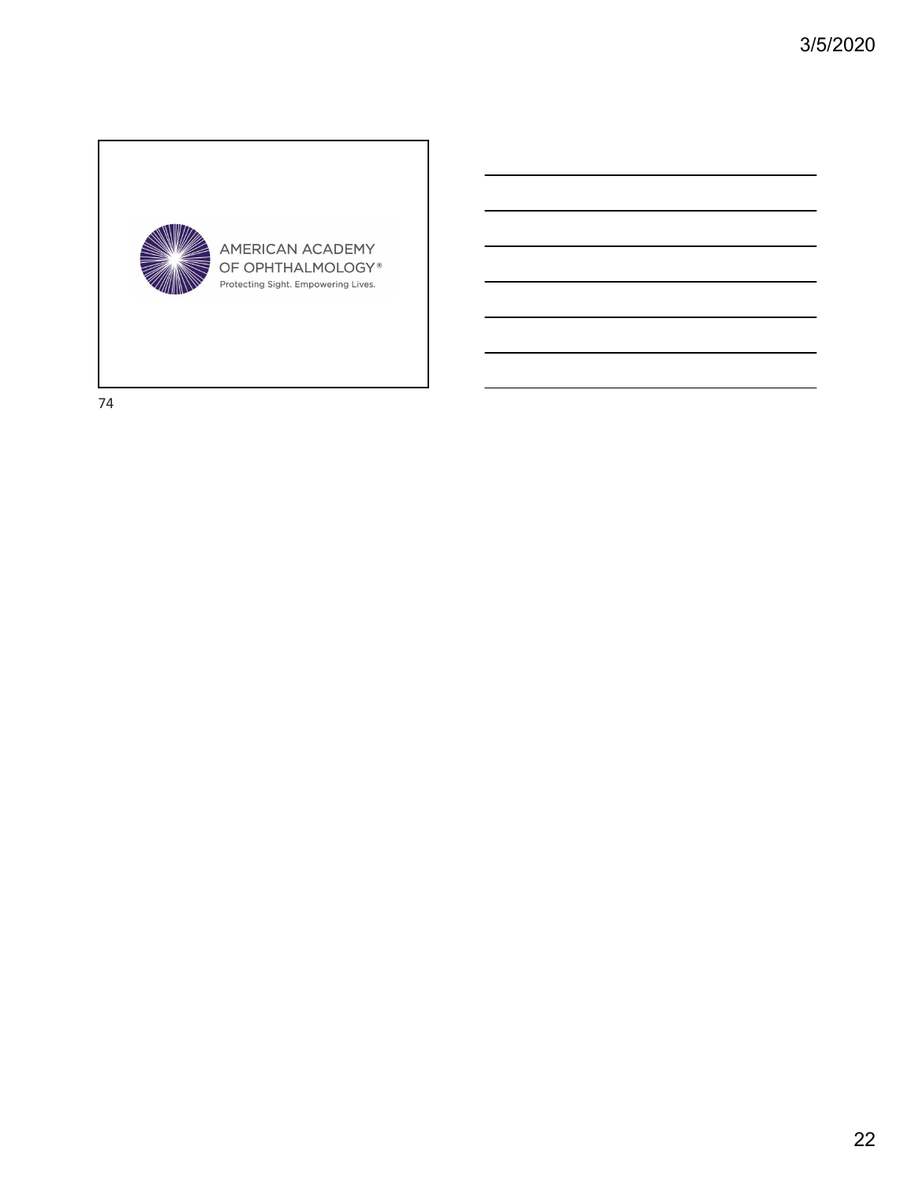AMERICAN ACADEMY
OF OPHTHALMOLOGY®
Protecting Sight. Empowering Lives.

74